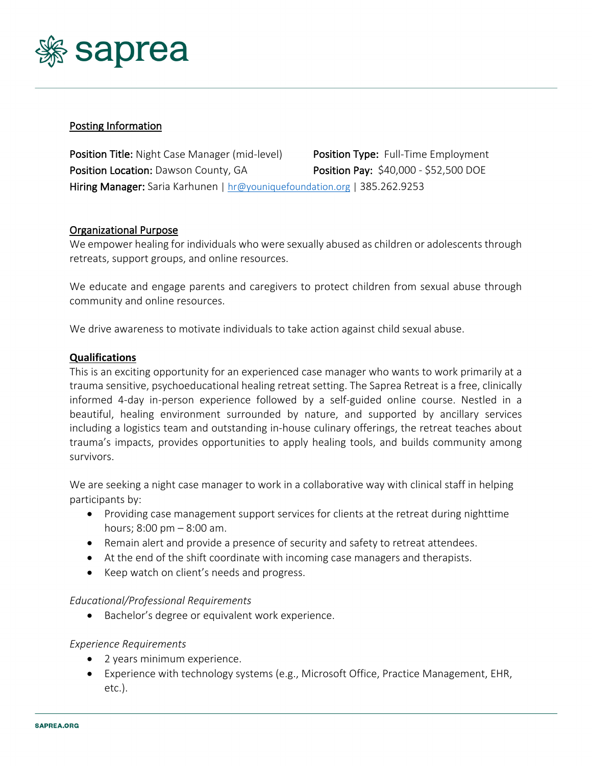saprea

## Posting Information

**Position Title:** Night Case Manager (mid-level)
**Position Type:** Full-Time Employment
**Position Location:** Dawson County, GA
**Position Pay:** $40,000 - $52,500 DOE
**Hiring Manager:** Saria Karhunen | hr@youniquefoundation.org | 385.262.9253

## Organizational Purpose

We empower healing for individuals who were sexually abused as children or adolescents through retreats, support groups, and online resources.

We educate and engage parents and caregivers to protect children from sexual abuse through community and online resources.

We drive awareness to motivate individuals to take action against child sexual abuse.

## Qualifications

This is an exciting opportunity for an experienced case manager who wants to work primarily at a trauma sensitive, psychoeducational healing retreat setting. The Saprea Retreat is a free, clinically informed 4-day in-person experience followed by a self-guided online course. Nestled in a beautiful, healing environment surrounded by nature, and supported by ancillary services including a logistics team and outstanding in-house culinary offerings, the retreat teaches about trauma's impacts, provides opportunities to apply healing tools, and builds community among survivors.

We are seeking a night case manager to work in a collaborative way with clinical staff in helping participants by:

- Providing case management support services for clients at the retreat during nighttime hours; 8:00 pm – 8:00 am.
- Remain alert and provide a presence of security and safety to retreat attendees.
- At the end of the shift coordinate with incoming case managers and therapists.
- Keep watch on client's needs and progress.

*Educational/Professional Requirements*

- Bachelor's degree or equivalent work experience.

*Experience Requirements*

- 2 years minimum experience.
- Experience with technology systems (e.g., Microsoft Office, Practice Management, EHR, etc.).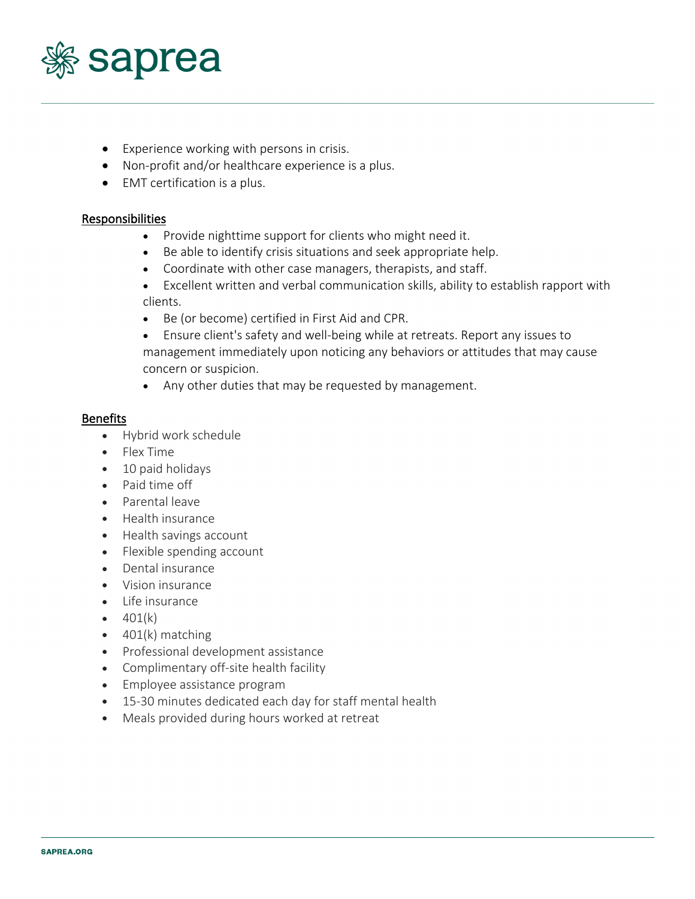- Experience working with persons in crisis.
- Non-profit and/or healthcare experience is a plus.
- EMT certification is a plus.

## Responsibilities

- Provide nighttime support for clients who might need it.
- Be able to identify crisis situations and seek appropriate help.
- Coordinate with other case managers, therapists, and staff.
- Excellent written and verbal communication skills, ability to establish rapport with clients.
- Be (or become) certified in First Aid and CPR.
- Ensure client's safety and well-being while at retreats. Report any issues to management immediately upon noticing any behaviors or attitudes that may cause concern or suspicion.
- Any other duties that may be requested by management.

## Benefits

- Hybrid work schedule
- Flex Time
- 10 paid holidays
- Paid time off
- Parental leave
- Health insurance
- Health savings account
- Flexible spending account
- Dental insurance
- Vision insurance
- Life insurance
- 401(k)
- 401(k) matching
- Professional development assistance
- Complimentary off-site health facility
- Employee assistance program
- 15-30 minutes dedicated each day for staff mental health
- Meals provided during hours worked at retreat